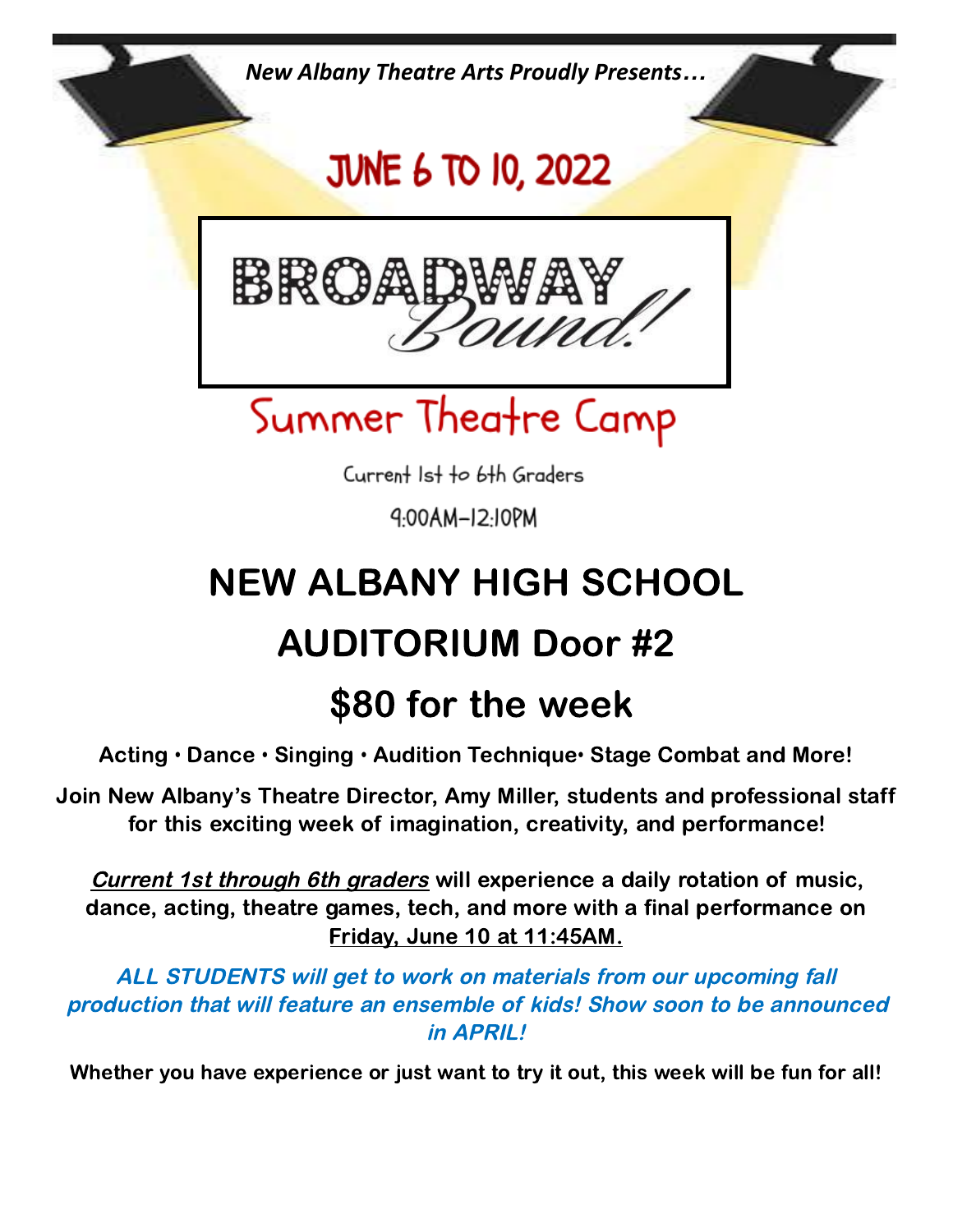*New Albany Theatre Arts Proudly Presents…*

# JUNE 6 TO 10, 2022

# BROADWAY *Bound!*

## Summer Theatre Camp

Current 1st to 6th Graders

9:00AM–12:10PM

# NEW ALBANY HIGH SCHOOL

# AUDITORIUM Door #2

# $80 for the week

**Acting • Dance • Singing • Audition Technique• Stage Combat and More!**

**Join New Albany's Theatre Director, Amy Miller, students and professional staff for this exciting week of imagination, creativity, and performance!**

***Current 1st through 6th graders*** **will experience a daily rotation of music, dance, acting, theatre games, tech, and more with a final performance on Friday, June 10 at 11:45AM.**

***ALL STUDENTS will get to work on materials from our upcoming fall production that will feature an ensemble of kids! Show soon to be announced in APRIL!***

**Whether you have experience or just want to try it out, this week will be fun for all!**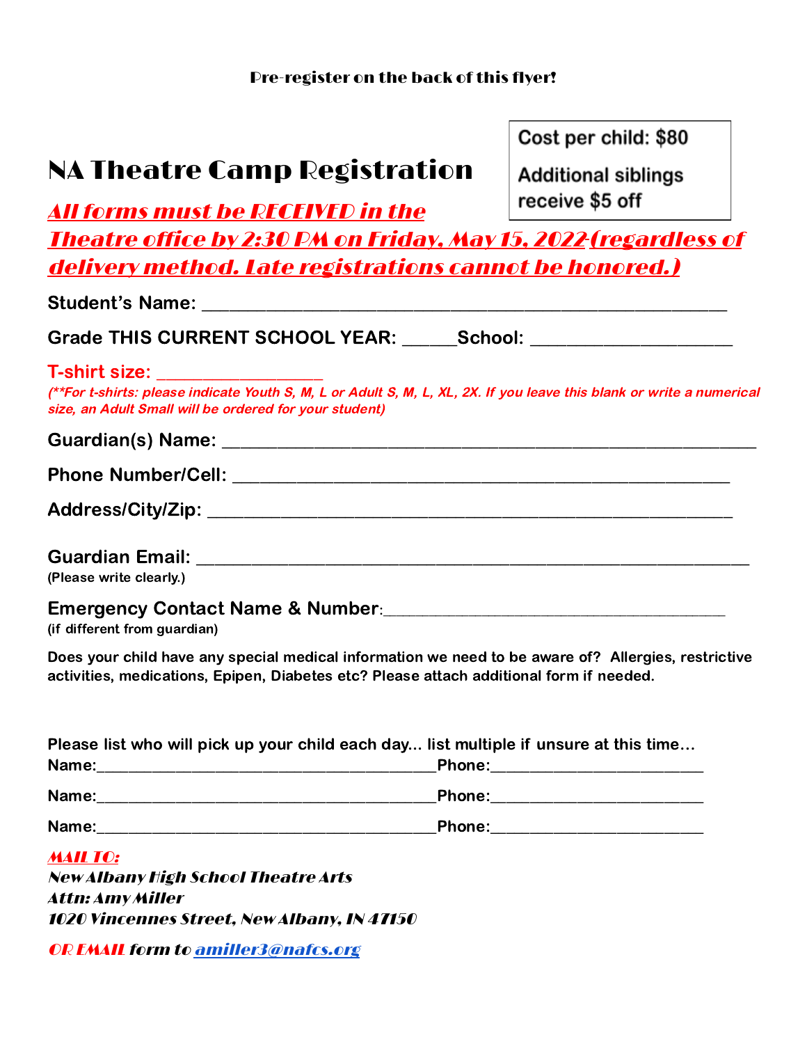Pre-register on the back of this flyer!

# NA Theatre Camp Registration

Cost per child: $80

Additional siblings receive $5 off

***All forms must be RECEIVED in the Theatre office by 2:30 PM on Friday, May 15, 2022 (regardless of delivery method. Late registrations cannot be honored.)***

**Student's Name:** ____________________________________________________

**Grade THIS CURRENT SCHOOL YEAR:** ______ **School:** ____________________

**T-shirt size:** __________________

*(\*\*For t-shirts: please indicate Youth S, M, L or Adult S, M, L, XL, 2X. If you leave this blank or write a numerical size, an Adult Small will be ordered for your student)*

**Guardian(s) Name:** ____________________________________________________

**Phone Number/Cell:** ___________________________________________________

**Address/City/Zip:** ____________________________________________________

**Guardian Email:** ______________________________________________________
(Please write clearly.)

**Emergency Contact Name & Number:** _____________________________________
(if different from guardian)

**Does your child have any special medical information we need to be aware of? Allergies, restrictive activities, medications, Epipen, Diabetes etc? Please attach additional form if needed.**

**Please list who will pick up your child each day... list multiple if unsure at this time...**

**Name:** ________________________________________ **Phone:** _________________________

**Name:** ________________________________________ **Phone:** _________________________

**Name:** ________________________________________ **Phone:** _________________________

***MAIL TO:***
***New Albany High School Theatre Arts***
***Attn: Amy Miller***
***1020 Vincennes Street, New Albany, IN 47150***

***OR EMAIL form to amiller3@nafcs.org***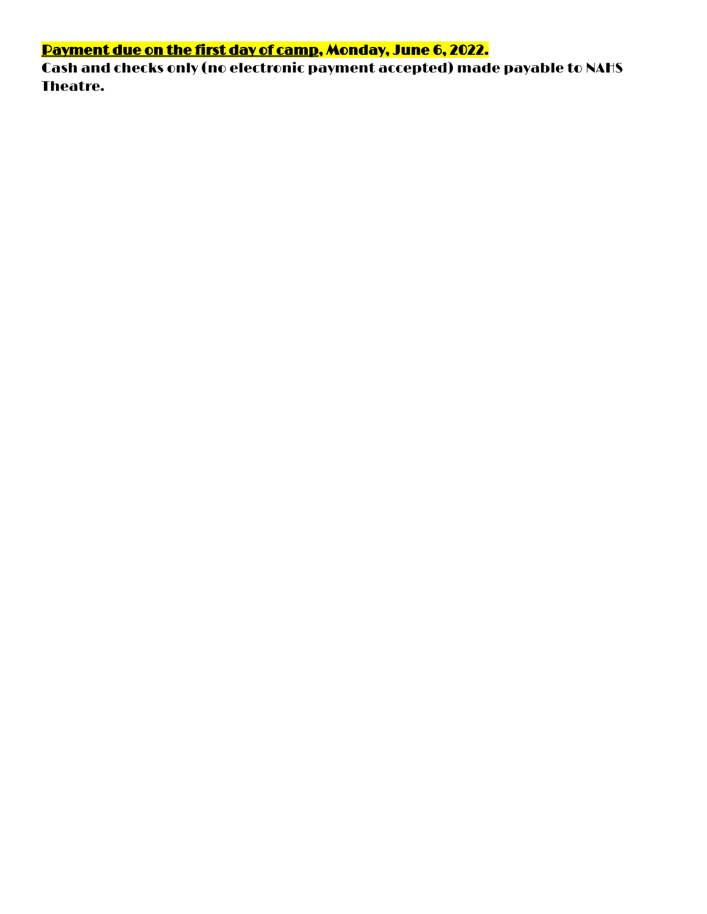**<u>Payment due on the first day of camp</u>, Monday, June 6, 2022.**

**Cash and checks only (no electronic payment accepted) made payable to NAHS Theatre.**